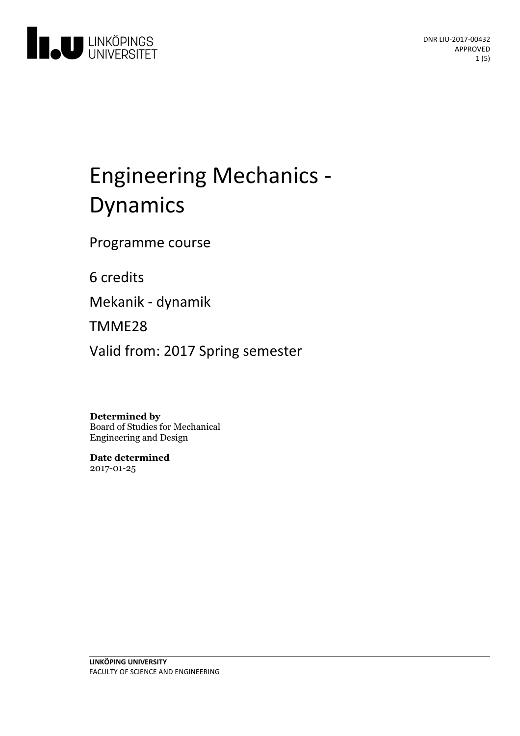DNR LIU-2017-00432
APPROVED

# Engineering Mechanics - Dynamics

Programme course

6 credits

Mekanik - dynamik

TMME28

Valid from: 2017 Spring semester

**Determined by**
Board of Studies for Mechanical Engineering and Design

**Date determined**
2017-01-25

**LINKÖPING UNIVERSITY**
FACULTY OF SCIENCE AND ENGINEERING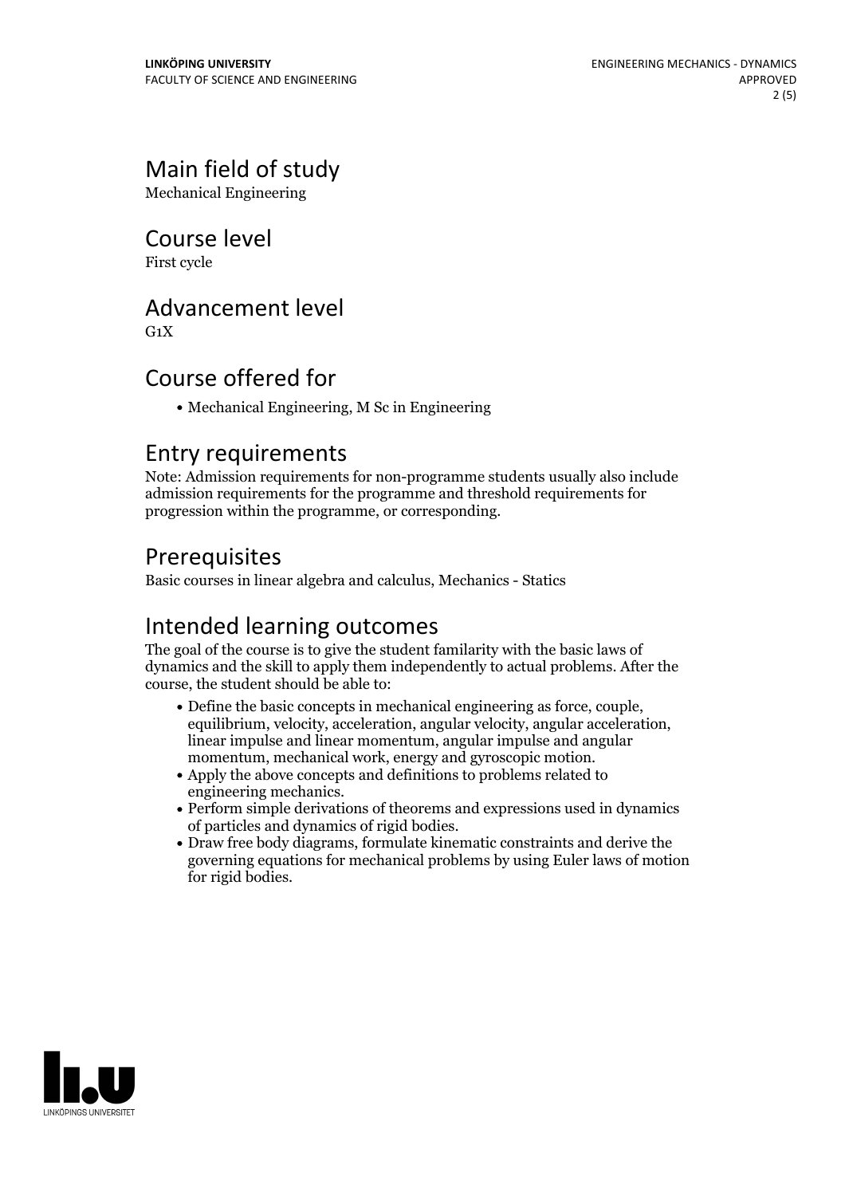## Main field of study

Mechanical Engineering

## Course level

First cycle

## Advancement level

G1X

## Course offered for

- Mechanical Engineering, M Sc in Engineering

## Entry requirements

Note: Admission requirements for non-programme students usually also include admission requirements for the programme and threshold requirements for progression within the programme, or corresponding.

## Prerequisites

Basic courses in linear algebra and calculus, Mechanics - Statics

## Intended learning outcomes

The goal of the course is to give the student familarity with the basic laws of dynamics and the skill to apply them independently to actual problems. After the course, the student should be able to:

- Define the basic concepts in mechanical engineering as force, couple, equilibrium, velocity, acceleration, angular velocity, angular acceleration, linear impulse and linear momentum, angular impulse and angular momentum, mechanical work, energy and gyroscopic motion.
- Apply the above concepts and definitions to problems related to engineering mechanics.
- Perform simple derivations of theorems and expressions used in dynamics of particles and dynamics of rigid bodies.
- Draw free body diagrams, formulate kinematic constraints and derive the governing equations for mechanical problems by using Euler laws of motion for rigid bodies.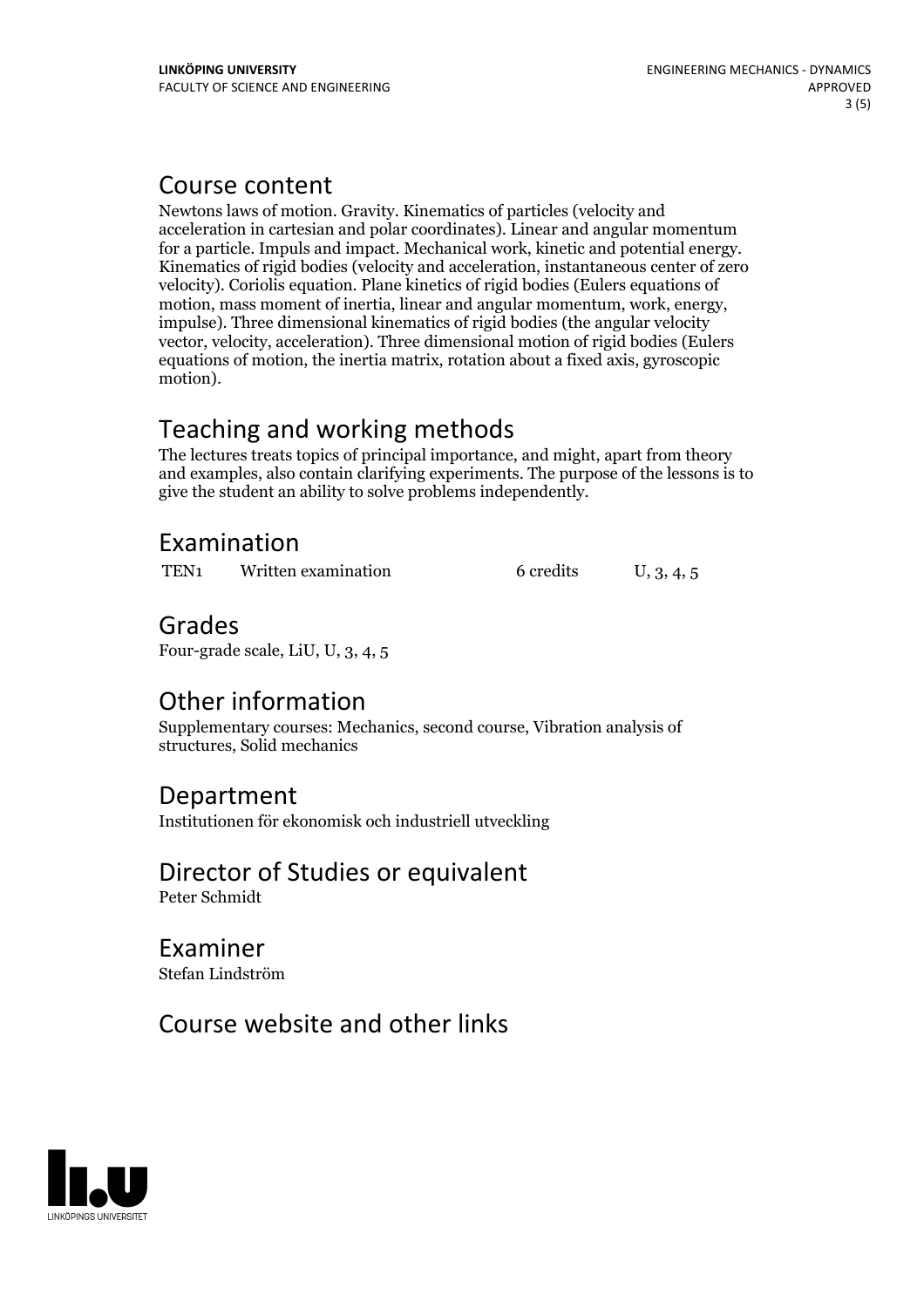## Course content

Newtons laws of motion. Gravity. Kinematics of particles (velocity and acceleration in cartesian and polar coordinates). Linear and angular momentum for a particle. Impuls and impact. Mechanical work, kinetic and potential energy. Kinematics of rigid bodies (velocity and acceleration, instantaneous center of zero velocity). Coriolis equation. Plane kinetics of rigid bodies (Eulers equations of motion, mass moment of inertia, linear and angular momentum, work, energy, impulse). Three dimensional kinematics of rigid bodies (the angular velocity vector, velocity, acceleration). Three dimensional motion of rigid bodies (Eulers equations of motion, the inertia matrix, rotation about a fixed axis, gyroscopic motion).

## Teaching and working methods

The lectures treats topics of principal importance, and might, apart from theory and examples, also contain clarifying experiments. The purpose of the lessons is to give the student an ability to solve problems independently.

## Examination

| | | | |
|---|---|---|---|
| TEN1 | Written examination | 6 credits | U, 3, 4, 5 |

## Grades

Four-grade scale, LiU, U, 3, 4, 5

## Other information

Supplementary courses: Mechanics, second course, Vibration analysis of structures, Solid mechanics

## Department

Institutionen för ekonomisk och industriell utveckling

## Director of Studies or equivalent

Peter Schmidt

## Examiner

Stefan Lindström

## Course website and other links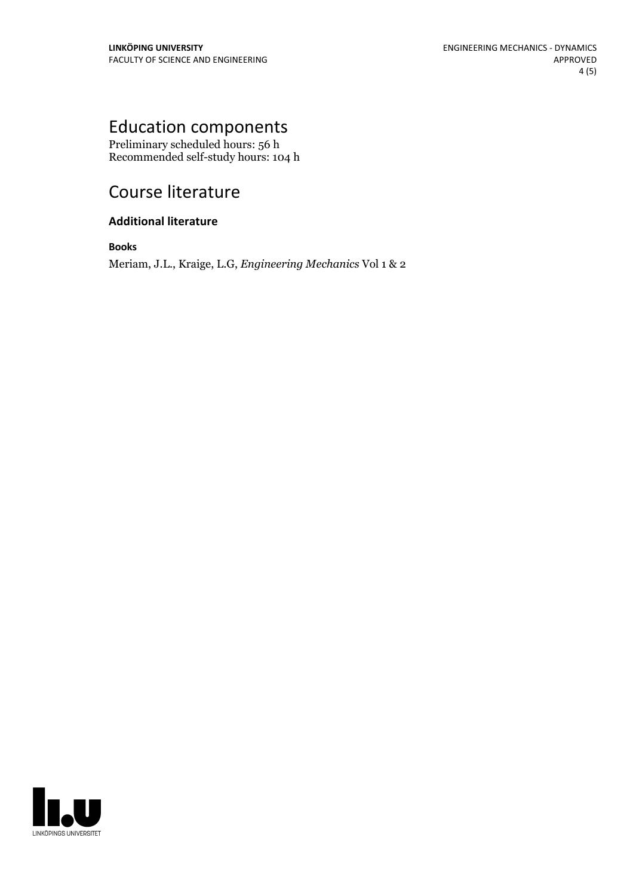# Education components

Preliminary scheduled hours: 56 h
Recommended self-study hours: 104 h

# Course literature

## Additional literature

### Books

Meriam, J.L., Kraige, L.G, *Engineering Mechanics* Vol 1 & 2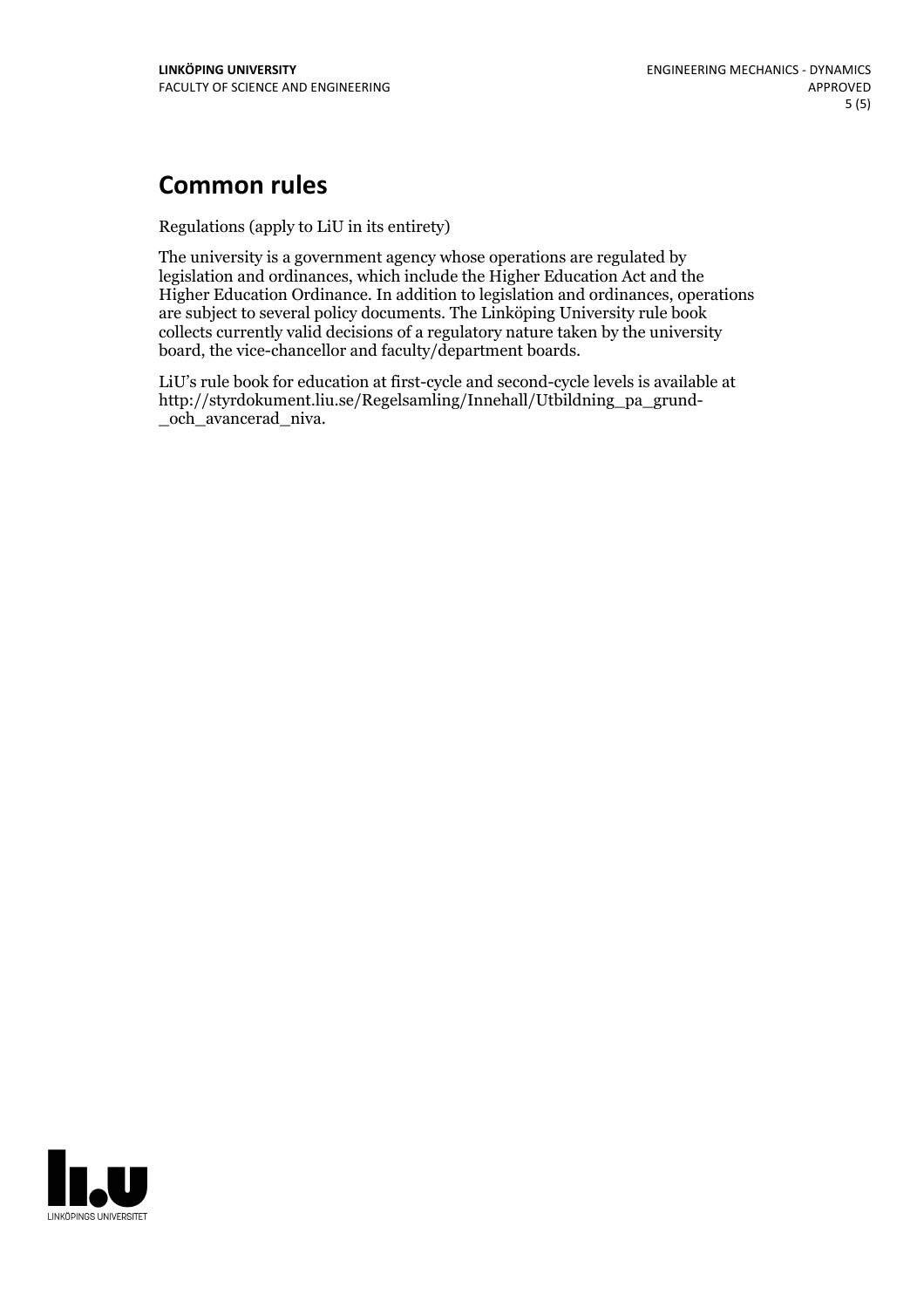# Common rules

Regulations (apply to LiU in its entirety)

The university is a government agency whose operations are regulated by legislation and ordinances, which include the Higher Education Act and the Higher Education Ordinance. In addition to legislation and ordinances, operations are subject to several policy documents. The Linköping University rule book collects currently valid decisions of a regulatory nature taken by the university board, the vice-chancellor and faculty/department boards.

LiU's rule book for education at first-cycle and second-cycle levels is available at http://styrdokument.liu.se/Regelsamling/Innehall/Utbildning_pa_grund-_och_avancerad_niva.